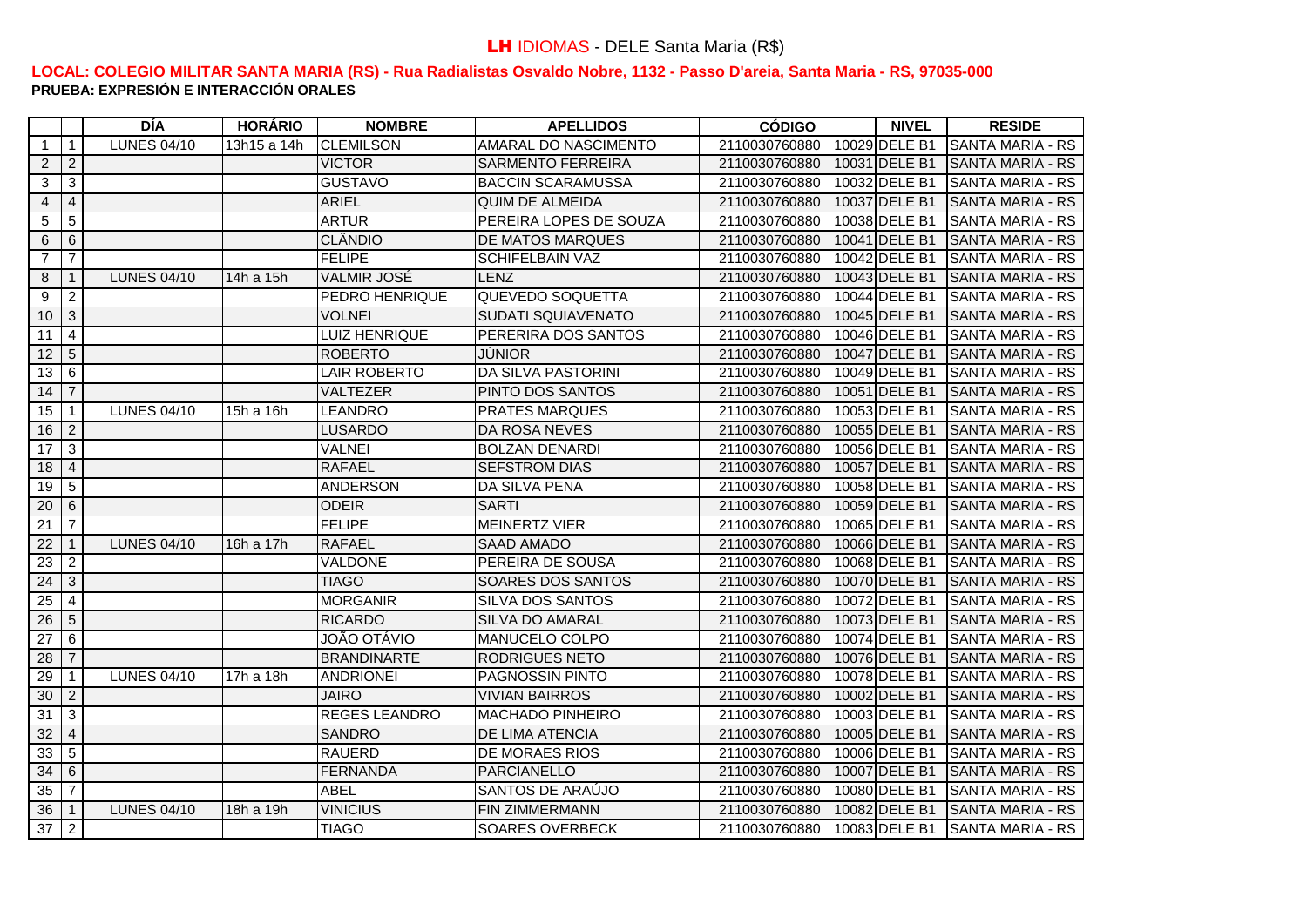# LH IDIOMAS - DELE Santa Maria (R$)

**LOCAL: COLEGIO MILITAR SANTA MARIA (RS) - Rua Radialistas Osvaldo Nobre, 1132 - Passo D'areia, Santa Maria - RS, 97035-000**

**PRUEBA: EXPRESIÓN E INTERACCIÓN ORALES**

| | | DÍA | HORÁRIO | NOMBRE | APELLIDOS | CÓDIGO | | NIVEL | RESIDE |
|---|---|---|---|---|---|---|---|---|---|
| 1 | 1 | LUNES 04/10 | 13h15 a 14h | CLEMILSON | AMARAL DO NASCIMENTO | 2110030760880 | 10029 | DELE B1 | SANTA MARIA - RS |
| 2 | 2 | | | VICTOR | SARMENTO FERREIRA | 2110030760880 | 10031 | DELE B1 | SANTA MARIA - RS |
| 3 | 3 | | | GUSTAVO | BACCIN SCARAMUSSA | 2110030760880 | 10032 | DELE B1 | SANTA MARIA - RS |
| 4 | 4 | | | ARIEL | QUIM DE ALMEIDA | 2110030760880 | 10037 | DELE B1 | SANTA MARIA - RS |
| 5 | 5 | | | ARTUR | PEREIRA LOPES DE SOUZA | 2110030760880 | 10038 | DELE B1 | SANTA MARIA - RS |
| 6 | 6 | | | CLÂNDIO | DE MATOS MARQUES | 2110030760880 | 10041 | DELE B1 | SANTA MARIA - RS |
| 7 | 7 | | | FELIPE | SCHIFELBAIN VAZ | 2110030760880 | 10042 | DELE B1 | SANTA MARIA - RS |
| 8 | 1 | LUNES 04/10 | 14h a 15h | VALMIR JOSÉ | LENZ | 2110030760880 | 10043 | DELE B1 | SANTA MARIA - RS |
| 9 | 2 | | | PEDRO HENRIQUE | QUEVEDO SOQUETTA | 2110030760880 | 10044 | DELE B1 | SANTA MARIA - RS |
| 10 | 3 | | | VOLNEI | SUDATI SQUIAVENATO | 2110030760880 | 10045 | DELE B1 | SANTA MARIA - RS |
| 11 | 4 | | | LUIZ HENRIQUE | PERERIRA DOS SANTOS | 2110030760880 | 10046 | DELE B1 | SANTA MARIA - RS |
| 12 | 5 | | | ROBERTO | JÚNIOR | 2110030760880 | 10047 | DELE B1 | SANTA MARIA - RS |
| 13 | 6 | | | LAIR ROBERTO | DA SILVA PASTORINI | 2110030760880 | 10049 | DELE B1 | SANTA MARIA - RS |
| 14 | 7 | | | VALTEZER | PINTO DOS SANTOS | 2110030760880 | 10051 | DELE B1 | SANTA MARIA - RS |
| 15 | 1 | LUNES 04/10 | 15h a 16h | LEANDRO | PRATES MARQUES | 2110030760880 | 10053 | DELE B1 | SANTA MARIA - RS |
| 16 | 2 | | | LUSARDO | DA ROSA NEVES | 2110030760880 | 10055 | DELE B1 | SANTA MARIA - RS |
| 17 | 3 | | | VALNEI | BOLZAN DENARDI | 2110030760880 | 10056 | DELE B1 | SANTA MARIA - RS |
| 18 | 4 | | | RAFAEL | SEFSTROM DIAS | 2110030760880 | 10057 | DELE B1 | SANTA MARIA - RS |
| 19 | 5 | | | ANDERSON | DA SILVA PENA | 2110030760880 | 10058 | DELE B1 | SANTA MARIA - RS |
| 20 | 6 | | | ODEIR | SARTI | 2110030760880 | 10059 | DELE B1 | SANTA MARIA - RS |
| 21 | 7 | | | FELIPE | MEINERTZ VIER | 2110030760880 | 10065 | DELE B1 | SANTA MARIA - RS |
| 22 | 1 | LUNES 04/10 | 16h a 17h | RAFAEL | SAAD AMADO | 2110030760880 | 10066 | DELE B1 | SANTA MARIA - RS |
| 23 | 2 | | | VALDONE | PEREIRA DE SOUSA | 2110030760880 | 10068 | DELE B1 | SANTA MARIA - RS |
| 24 | 3 | | | TIAGO | SOARES DOS SANTOS | 2110030760880 | 10070 | DELE B1 | SANTA MARIA - RS |
| 25 | 4 | | | MORGANIR | SILVA DOS SANTOS | 2110030760880 | 10072 | DELE B1 | SANTA MARIA - RS |
| 26 | 5 | | | RICARDO | SILVA DO AMARAL | 2110030760880 | 10073 | DELE B1 | SANTA MARIA - RS |
| 27 | 6 | | | JOÃO OTÁVIO | MANUCELO COLPO | 2110030760880 | 10074 | DELE B1 | SANTA MARIA - RS |
| 28 | 7 | | | BRANDINARTE | RODRIGUES NETO | 2110030760880 | 10076 | DELE B1 | SANTA MARIA - RS |
| 29 | 1 | LUNES 04/10 | 17h a 18h | ANDRIONEI | PAGNOSSIN PINTO | 2110030760880 | 10078 | DELE B1 | SANTA MARIA - RS |
| 30 | 2 | | | JAIRO | VIVIAN BAIRROS | 2110030760880 | 10002 | DELE B1 | SANTA MARIA - RS |
| 31 | 3 | | | REGES LEANDRO | MACHADO PINHEIRO | 2110030760880 | 10003 | DELE B1 | SANTA MARIA - RS |
| 32 | 4 | | | SANDRO | DE LIMA ATENCIA | 2110030760880 | 10005 | DELE B1 | SANTA MARIA - RS |
| 33 | 5 | | | RAUERD | DE MORAES RIOS | 2110030760880 | 10006 | DELE B1 | SANTA MARIA - RS |
| 34 | 6 | | | FERNANDA | PARCIANELLO | 2110030760880 | 10007 | DELE B1 | SANTA MARIA - RS |
| 35 | 7 | | | ABEL | SANTOS DE ARAÚJO | 2110030760880 | 10080 | DELE B1 | SANTA MARIA - RS |
| 36 | 1 | LUNES 04/10 | 18h a 19h | VINICIUS | FIN ZIMMERMANN | 2110030760880 | 10082 | DELE B1 | SANTA MARIA - RS |
| 37 | 2 | | | TIAGO | SOARES OVERBECK | 2110030760880 | 10083 | DELE B1 | SANTA MARIA - RS |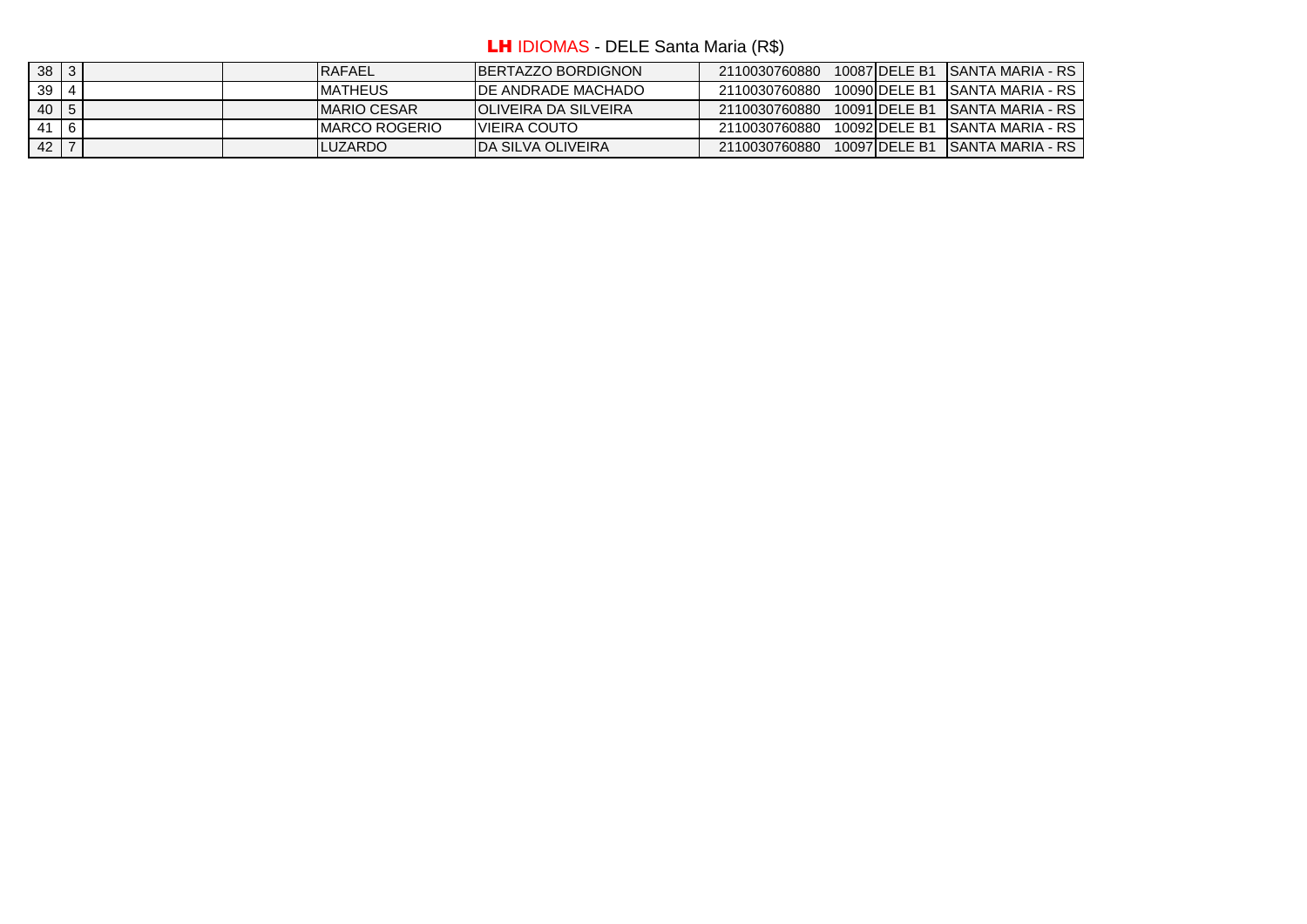**LH** IDIOMAS - DELE Santa Maria (R$)

| | | | | | | | | | |
|---|---|---|---|---|---|---|---|---|---|
| 38 | 3 | | | RAFAEL | BERTAZZO BORDIGNON | 2110030760880 | 10087 | DELE B1 | SANTA MARIA - RS |
| 39 | 4 | | | MATHEUS | DE ANDRADE MACHADO | 2110030760880 | 10090 | DELE B1 | SANTA MARIA - RS |
| 40 | 5 | | | MARIO CESAR | OLIVEIRA DA SILVEIRA | 2110030760880 | 10091 | DELE B1 | SANTA MARIA - RS |
| 41 | 6 | | | MARCO ROGERIO | VIEIRA COUTO | 2110030760880 | 10092 | DELE B1 | SANTA MARIA - RS |
| 42 | 7 | | | LUZARDO | DA SILVA OLIVEIRA | 2110030760880 | 10097 | DELE B1 | SANTA MARIA - RS |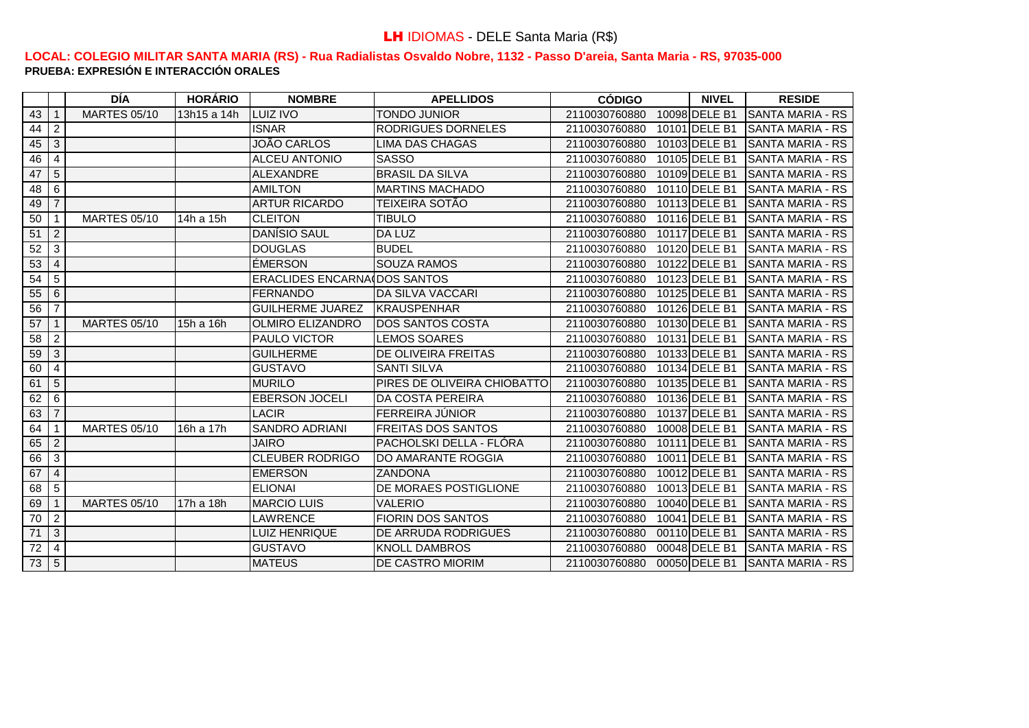# **LH** IDIOMAS - DELE Santa Maria (R$)

**LOCAL: COLEGIO MILITAR SANTA MARIA (RS) - Rua Radialistas Osvaldo Nobre, 1132 - Passo D'areia, Santa Maria - RS, 97035-000**
**PRUEBA: EXPRESIÓN E INTERACCIÓN ORALES**

| | | DÍA | HORÁRIO | NOMBRE | APELLIDOS | CÓDIGO | NIVEL | RESIDE |
|---|---|---|---|---|---|---|---|---|
| 43 | 1 | MARTES 05/10 | 13h15 a 14h | LUIZ IVO | TONDO JUNIOR | 2110030760880 10098 | DELE B1 | SANTA MARIA - RS |
| 44 | 2 | | | ISNAR | RODRIGUES DORNELES | 2110030760880 10101 | DELE B1 | SANTA MARIA - RS |
| 45 | 3 | | | JOÃO CARLOS | LIMA DAS CHAGAS | 2110030760880 10103 | DELE B1 | SANTA MARIA - RS |
| 46 | 4 | | | ALCEU ANTONIO | SASSO | 2110030760880 10105 | DELE B1 | SANTA MARIA - RS |
| 47 | 5 | | | ALEXANDRE | BRASIL DA SILVA | 2110030760880 10109 | DELE B1 | SANTA MARIA - RS |
| 48 | 6 | | | AMILTON | MARTINS MACHADO | 2110030760880 10110 | DELE B1 | SANTA MARIA - RS |
| 49 | 7 | | | ARTUR RICARDO | TEIXEIRA SOTÃO | 2110030760880 10113 | DELE B1 | SANTA MARIA - RS |
| 50 | 1 | MARTES 05/10 | 14h a 15h | CLEITON | TIBULO | 2110030760880 10116 | DELE B1 | SANTA MARIA - RS |
| 51 | 2 | | | DANÍSIO SAUL | DA LUZ | 2110030760880 10117 | DELE B1 | SANTA MARIA - RS |
| 52 | 3 | | | DOUGLAS | BUDEL | 2110030760880 10120 | DELE B1 | SANTA MARIA - RS |
| 53 | 4 | | | ÉMERSON | SOUZA RAMOS | 2110030760880 10122 | DELE B1 | SANTA MARIA - RS |
| 54 | 5 | | | ERACLIDES ENCARNA( | DOS SANTOS | 2110030760880 10123 | DELE B1 | SANTA MARIA - RS |
| 55 | 6 | | | FERNANDO | DA SILVA VACCARI | 2110030760880 10125 | DELE B1 | SANTA MARIA - RS |
| 56 | 7 | | | GUILHERME JUAREZ | KRAUSPENHAR | 2110030760880 10126 | DELE B1 | SANTA MARIA - RS |
| 57 | 1 | MARTES 05/10 | 15h a 16h | OLMIRO ELIZANDRO | DOS SANTOS COSTA | 2110030760880 10130 | DELE B1 | SANTA MARIA - RS |
| 58 | 2 | | | PAULO VICTOR | LEMOS SOARES | 2110030760880 10131 | DELE B1 | SANTA MARIA - RS |
| 59 | 3 | | | GUILHERME | DE OLIVEIRA FREITAS | 2110030760880 10133 | DELE B1 | SANTA MARIA - RS |
| 60 | 4 | | | GUSTAVO | SANTI SILVA | 2110030760880 10134 | DELE B1 | SANTA MARIA - RS |
| 61 | 5 | | | MURILO | PIRES DE OLIVEIRA CHIOBATTO | 2110030760880 10135 | DELE B1 | SANTA MARIA - RS |
| 62 | 6 | | | EBERSON JOCELI | DA COSTA PEREIRA | 2110030760880 10136 | DELE B1 | SANTA MARIA - RS |
| 63 | 7 | | | LACIR | FERREIRA JÚNIOR | 2110030760880 10137 | DELE B1 | SANTA MARIA - RS |
| 64 | 1 | MARTES 05/10 | 16h a 17h | SANDRO ADRIANI | FREITAS DOS SANTOS | 2110030760880 10008 | DELE B1 | SANTA MARIA - RS |
| 65 | 2 | | | JAIRO | PACHOLSKI DELLA - FLÓRA | 2110030760880 10111 | DELE B1 | SANTA MARIA - RS |
| 66 | 3 | | | CLEUBER RODRIGO | DO AMARANTE ROGGIA | 2110030760880 10011 | DELE B1 | SANTA MARIA - RS |
| 67 | 4 | | | EMERSON | ZANDONA | 2110030760880 10012 | DELE B1 | SANTA MARIA - RS |
| 68 | 5 | | | ELIONAI | DE MORAES POSTIGLIONE | 2110030760880 10013 | DELE B1 | SANTA MARIA - RS |
| 69 | 1 | MARTES 05/10 | 17h a 18h | MARCIO LUIS | VALERIO | 2110030760880 10040 | DELE B1 | SANTA MARIA - RS |
| 70 | 2 | | | LAWRENCE | FIORIN DOS SANTOS | 2110030760880 10041 | DELE B1 | SANTA MARIA - RS |
| 71 | 3 | | | LUIZ HENRIQUE | DE ARRUDA RODRIGUES | 2110030760880 00110 | DELE B1 | SANTA MARIA - RS |
| 72 | 4 | | | GUSTAVO | KNOLL DAMBROS | 2110030760880 00048 | DELE B1 | SANTA MARIA - RS |
| 73 | 5 | | | MATEUS | DE CASTRO MIORIM | 2110030760880 00050 | DELE B1 | SANTA MARIA - RS |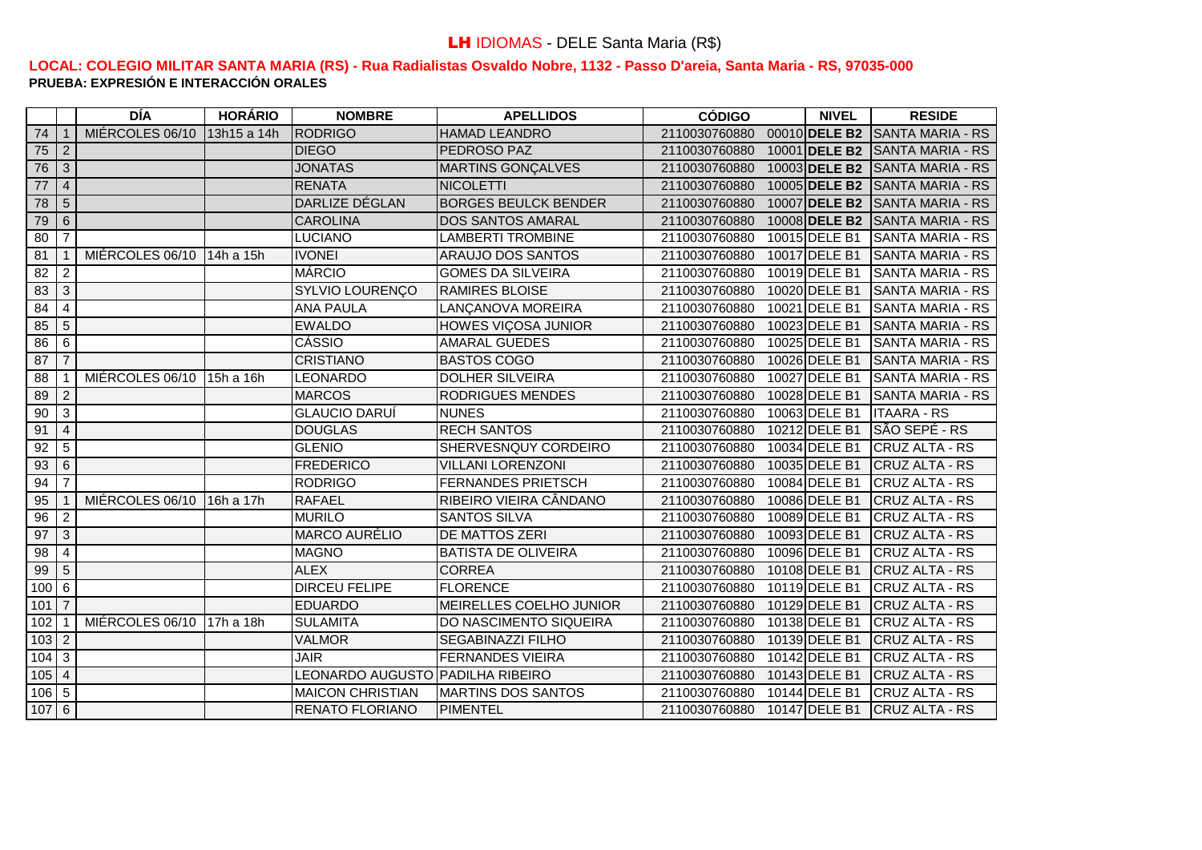# **LH** IDIOMAS - DELE Santa Maria (R$)

**LOCAL: COLEGIO MILITAR SANTA MARIA (RS) - Rua Radialistas Osvaldo Nobre, 1132 - Passo D'areia, Santa Maria - RS, 97035-000**

**PRUEBA: EXPRESIÓN E INTERACCIÓN ORALES**

| | | DÍA | HORÁRIO | NOMBRE | APELLIDOS | CÓDIGO | NIVEL | RESIDE |
|---|---|---|---|---|---|---|---|---|
| 74 | 1 | MIÉRCOLES 06/10 | 13h15 a 14h | RODRIGO | HAMAD LEANDRO | 2110030760880 00010 | **DELE B2** | SANTA MARIA - RS |
| 75 | 2 | | | DIEGO | PEDROSO PAZ | 2110030760880 10001 | **DELE B2** | SANTA MARIA - RS |
| 76 | 3 | | | JONATAS | MARTINS GONÇALVES | 2110030760880 10003 | **DELE B2** | SANTA MARIA - RS |
| 77 | 4 | | | RENATA | NICOLETTI | 2110030760880 10005 | **DELE B2** | SANTA MARIA - RS |
| 78 | 5 | | | DARLIZE DÉGLAN | BORGES BEULCK BENDER | 2110030760880 10007 | **DELE B2** | SANTA MARIA - RS |
| 79 | 6 | | | CAROLINA | DOS SANTOS AMARAL | 2110030760880 10008 | **DELE B2** | SANTA MARIA - RS |
| 80 | 7 | | | LUCIANO | LAMBERTI TROMBINE | 2110030760880 10015 | DELE B1 | SANTA MARIA - RS |
| 81 | 1 | MIÉRCOLES 06/10 | 14h a 15h | IVONEI | ARAUJO DOS SANTOS | 2110030760880 10017 | DELE B1 | SANTA MARIA - RS |
| 82 | 2 | | | MÁRCIO | GOMES DA SILVEIRA | 2110030760880 10019 | DELE B1 | SANTA MARIA - RS |
| 83 | 3 | | | SYLVIO LOURENÇO | RAMIRES BLOISE | 2110030760880 10020 | DELE B1 | SANTA MARIA - RS |
| 84 | 4 | | | ANA PAULA | LANÇANOVA MOREIRA | 2110030760880 10021 | DELE B1 | SANTA MARIA - RS |
| 85 | 5 | | | EWALDO | HOWES VIÇOSA JUNIOR | 2110030760880 10023 | DELE B1 | SANTA MARIA - RS |
| 86 | 6 | | | CÁSSIO | AMARAL GUEDES | 2110030760880 10025 | DELE B1 | SANTA MARIA - RS |
| 87 | 7 | | | CRISTIANO | BASTOS COGO | 2110030760880 10026 | DELE B1 | SANTA MARIA - RS |
| 88 | 1 | MIÉRCOLES 06/10 | 15h a 16h | LEONARDO | DOLHER SILVEIRA | 2110030760880 10027 | DELE B1 | SANTA MARIA - RS |
| 89 | 2 | | | MARCOS | RODRIGUES MENDES | 2110030760880 10028 | DELE B1 | SANTA MARIA - RS |
| 90 | 3 | | | GLAUCIO DARUÍ | NUNES | 2110030760880 10063 | DELE B1 | ITAARA - RS |
| 91 | 4 | | | DOUGLAS | RECH SANTOS | 2110030760880 10212 | DELE B1 | SÃO SEPÉ - RS |
| 92 | 5 | | | GLENIO | SHERVESNQUY CORDEIRO | 2110030760880 10034 | DELE B1 | CRUZ ALTA - RS |
| 93 | 6 | | | FREDERICO | VILLANI LORENZONI | 2110030760880 10035 | DELE B1 | CRUZ ALTA - RS |
| 94 | 7 | | | RODRIGO | FERNANDES PRIETSCH | 2110030760880 10084 | DELE B1 | CRUZ ALTA - RS |
| 95 | 1 | MIÉRCOLES 06/10 | 16h a 17h | RAFAEL | RIBEIRO VIEIRA CÂNDANO | 2110030760880 10086 | DELE B1 | CRUZ ALTA - RS |
| 96 | 2 | | | MURILO | SANTOS SILVA | 2110030760880 10089 | DELE B1 | CRUZ ALTA - RS |
| 97 | 3 | | | MARCO AURÉLIO | DE MATTOS ZERI | 2110030760880 10093 | DELE B1 | CRUZ ALTA - RS |
| 98 | 4 | | | MAGNO | BATISTA DE OLIVEIRA | 2110030760880 10096 | DELE B1 | CRUZ ALTA - RS |
| 99 | 5 | | | ALEX | CORREA | 2110030760880 10108 | DELE B1 | CRUZ ALTA - RS |
| 100 | 6 | | | DIRCEU FELIPE | FLORENCE | 2110030760880 10119 | DELE B1 | CRUZ ALTA - RS |
| 101 | 7 | | | EDUARDO | MEIRELLES COELHO JUNIOR | 2110030760880 10129 | DELE B1 | CRUZ ALTA - RS |
| 102 | 1 | MIÉRCOLES 06/10 | 17h a 18h | SULAMITA | DO NASCIMENTO SIQUEIRA | 2110030760880 10138 | DELE B1 | CRUZ ALTA - RS |
| 103 | 2 | | | VALMOR | SEGABINAZZI FILHO | 2110030760880 10139 | DELE B1 | CRUZ ALTA - RS |
| 104 | 3 | | | JAIR | FERNANDES VIEIRA | 2110030760880 10142 | DELE B1 | CRUZ ALTA - RS |
| 105 | 4 | | | LEONARDO AUGUSTO | PADILHA RIBEIRO | 2110030760880 10143 | DELE B1 | CRUZ ALTA - RS |
| 106 | 5 | | | MAICON CHRISTIAN | MARTINS DOS SANTOS | 2110030760880 10144 | DELE B1 | CRUZ ALTA - RS |
| 107 | 6 | | | RENATO FLORIANO | PIMENTEL | 2110030760880 10147 | DELE B1 | CRUZ ALTA - RS |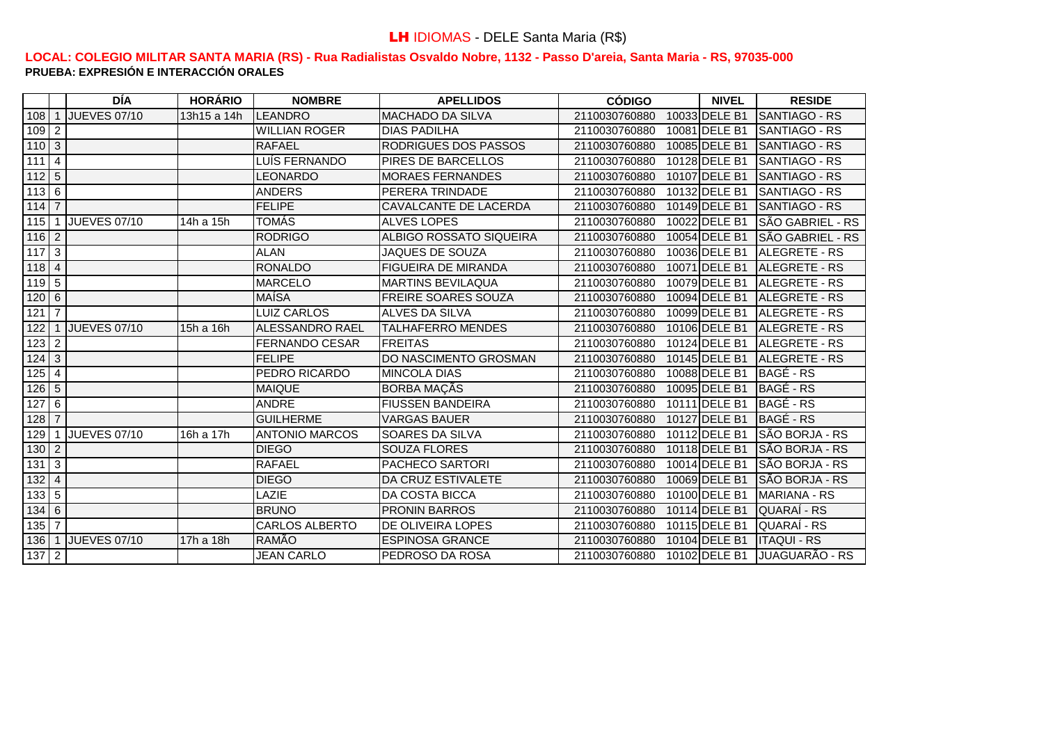# **LH** IDIOMAS - DELE Santa Maria (R$)

**LOCAL: COLEGIO MILITAR SANTA MARIA (RS) - Rua Radialistas Osvaldo Nobre, 1132 - Passo D'areia, Santa Maria - RS, 97035-000**
**PRUEBA: EXPRESIÓN E INTERACCIÓN ORALES**

| | | DÍA | HORÁRIO | NOMBRE | APELLIDOS | CÓDIGO | NIVEL | RESIDE |
|---|---|---|---|---|---|---|---|---|
| 108 | 1 | JUEVES 07/10 | 13h15 a 14h | LEANDRO | MACHADO DA SILVA | 2110030760880 10033 | DELE B1 | SANTIAGO - RS |
| 109 | 2 | | | WILLIAN ROGER | DIAS PADILHA | 2110030760880 10081 | DELE B1 | SANTIAGO - RS |
| 110 | 3 | | | RAFAEL | RODRIGUES DOS PASSOS | 2110030760880 10085 | DELE B1 | SANTIAGO - RS |
| 111 | 4 | | | LUÍS FERNANDO | PIRES DE BARCELLOS | 2110030760880 10128 | DELE B1 | SANTIAGO - RS |
| 112 | 5 | | | LEONARDO | MORAES FERNANDES | 2110030760880 10107 | DELE B1 | SANTIAGO - RS |
| 113 | 6 | | | ANDERS | PERERA TRINDADE | 2110030760880 10132 | DELE B1 | SANTIAGO - RS |
| 114 | 7 | | | FELIPE | CAVALCANTE DE LACERDA | 2110030760880 10149 | DELE B1 | SANTIAGO - RS |
| 115 | 1 | JUEVES 07/10 | 14h a 15h | TOMÁS | ALVES LOPES | 2110030760880 10022 | DELE B1 | SÃO GABRIEL - RS |
| 116 | 2 | | | RODRIGO | ALBIGO ROSSATO SIQUEIRA | 2110030760880 10054 | DELE B1 | SÃO GABRIEL - RS |
| 117 | 3 | | | ALAN | JAQUES DE SOUZA | 2110030760880 10036 | DELE B1 | ALEGRETE - RS |
| 118 | 4 | | | RONALDO | FIGUEIRA DE MIRANDA | 2110030760880 10071 | DELE B1 | ALEGRETE - RS |
| 119 | 5 | | | MARCELO | MARTINS BEVILAQUA | 2110030760880 10079 | DELE B1 | ALEGRETE - RS |
| 120 | 6 | | | MAÍSA | FREIRE SOARES SOUZA | 2110030760880 10094 | DELE B1 | ALEGRETE - RS |
| 121 | 7 | | | LUIZ CARLOS | ALVES DA SILVA | 2110030760880 10099 | DELE B1 | ALEGRETE - RS |
| 122 | 1 | JUEVES 07/10 | 15h a 16h | ALESSANDRO RAEL | TALHAFERRO MENDES | 2110030760880 10106 | DELE B1 | ALEGRETE - RS |
| 123 | 2 | | | FERNANDO CESAR | FREITAS | 2110030760880 10124 | DELE B1 | ALEGRETE - RS |
| 124 | 3 | | | FELIPE | DO NASCIMENTO GROSMAN | 2110030760880 10145 | DELE B1 | ALEGRETE - RS |
| 125 | 4 | | | PEDRO RICARDO | MINCOLA DIAS | 2110030760880 10088 | DELE B1 | BAGÉ - RS |
| 126 | 5 | | | MAIQUE | BORBA MAÇÃS | 2110030760880 10095 | DELE B1 | BAGÉ - RS |
| 127 | 6 | | | ANDRE | FIUSSEN BANDEIRA | 2110030760880 10111 | DELE B1 | BAGÉ - RS |
| 128 | 7 | | | GUILHERME | VARGAS BAUER | 2110030760880 10127 | DELE B1 | BAGÉ - RS |
| 129 | 1 | JUEVES 07/10 | 16h a 17h | ANTONIO MARCOS | SOARES DA SILVA | 2110030760880 10112 | DELE B1 | SÃO BORJA - RS |
| 130 | 2 | | | DIEGO | SOUZA FLORES | 2110030760880 10118 | DELE B1 | SÃO BORJA - RS |
| 131 | 3 | | | RAFAEL | PACHECO SARTORI | 2110030760880 10014 | DELE B1 | SÃO BORJA - RS |
| 132 | 4 | | | DIEGO | DA CRUZ ESTIVALETE | 2110030760880 10069 | DELE B1 | SÃO BORJA - RS |
| 133 | 5 | | | LAZIE | DA COSTA BICCA | 2110030760880 10100 | DELE B1 | MARIANA - RS |
| 134 | 6 | | | BRUNO | PRONIN BARROS | 2110030760880 10114 | DELE B1 | QUARAÍ - RS |
| 135 | 7 | | | CARLOS ALBERTO | DE OLIVEIRA LOPES | 2110030760880 10115 | DELE B1 | QUARAÍ - RS |
| 136 | 1 | JUEVES 07/10 | 17h a 18h | RAMÃO | ESPINOSA GRANCE | 2110030760880 10104 | DELE B1 | ITAQUI - RS |
| 137 | 2 | | | JEAN CARLO | PEDROSO DA ROSA | 2110030760880 10102 | DELE B1 | JUAGUARÃO - RS |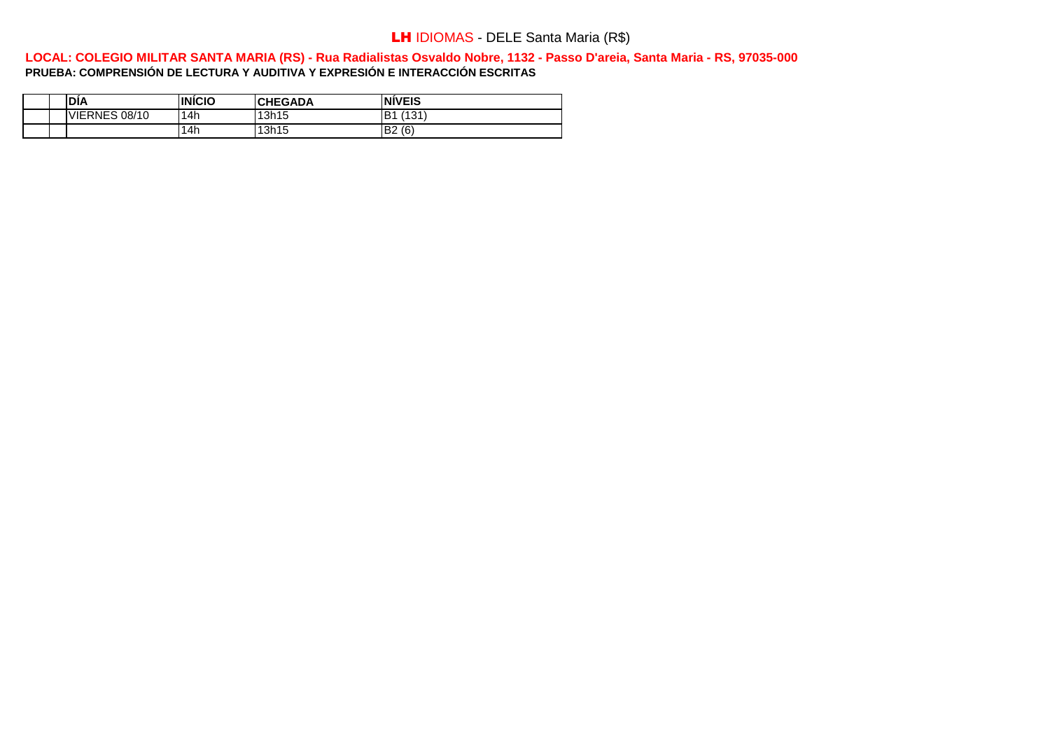# **LH** IDIOMAS - DELE Santa Maria (R$)

**LOCAL: COLEGIO MILITAR SANTA MARIA (RS) - Rua Radialistas Osvaldo Nobre, 1132 - Passo D'areia, Santa Maria - RS, 97035-000**

**PRUEBA: COMPRENSIÓN DE LECTURA Y AUDITIVA Y EXPRESIÓN E INTERACCIÓN ESCRITAS**

| | | DÍA | INÍCIO | CHEGADA | NÍVEIS |
|---|---|---|---|---|---|
| | | VIERNES 08/10 | 14h | 13h15 | B1 (131) |
| | | | 14h | 13h15 | B2 (6) |